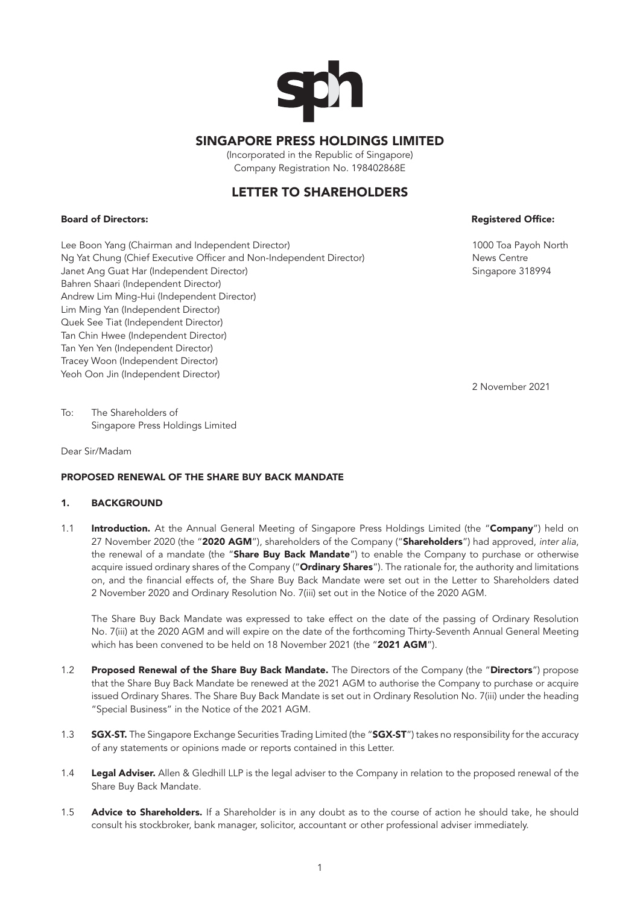# SINGAPORE PRESS HOLDINGS LIMITED

(Incorporated in the Republic of Singapore)
Company Registration No. 198402868E

## LETTER TO SHAREHOLDERS

**Board of Directors:**

Lee Boon Yang (Chairman and Independent Director)
Ng Yat Chung (Chief Executive Officer and Non-Independent Director)
Janet Ang Guat Har (Independent Director)
Bahren Shaari (Independent Director)
Andrew Lim Ming-Hui (Independent Director)
Lim Ming Yan (Independent Director)
Quek See Tiat (Independent Director)
Tan Chin Hwee (Independent Director)
Tan Yen Yen (Independent Director)
Tracey Woon (Independent Director)
Yeoh Oon Jin (Independent Director)

**Registered Office:**

1000 Toa Payoh North
News Centre
Singapore 318994

2 November 2021

To: The Shareholders of
Singapore Press Holdings Limited

Dear Sir/Madam

**PROPOSED RENEWAL OF THE SHARE BUY BACK MANDATE**

### 1. BACKGROUND

1.1 **Introduction.** At the Annual General Meeting of Singapore Press Holdings Limited (the "**Company**") held on 27 November 2020 (the "**2020 AGM**"), shareholders of the Company ("**Shareholders**") had approved, *inter alia*, the renewal of a mandate (the "**Share Buy Back Mandate**") to enable the Company to purchase or otherwise acquire issued ordinary shares of the Company ("**Ordinary Shares**"). The rationale for, the authority and limitations on, and the financial effects of, the Share Buy Back Mandate were set out in the Letter to Shareholders dated 2 November 2020 and Ordinary Resolution No. 7(iii) set out in the Notice of the 2020 AGM.

The Share Buy Back Mandate was expressed to take effect on the date of the passing of Ordinary Resolution No. 7(iii) at the 2020 AGM and will expire on the date of the forthcoming Thirty-Seventh Annual General Meeting which has been convened to be held on 18 November 2021 (the "**2021 AGM**").

1.2 **Proposed Renewal of the Share Buy Back Mandate.** The Directors of the Company (the "**Directors**") propose that the Share Buy Back Mandate be renewed at the 2021 AGM to authorise the Company to purchase or acquire issued Ordinary Shares. The Share Buy Back Mandate is set out in Ordinary Resolution No. 7(iii) under the heading "Special Business" in the Notice of the 2021 AGM.

1.3 **SGX-ST.** The Singapore Exchange Securities Trading Limited (the "**SGX-ST**") takes no responsibility for the accuracy of any statements or opinions made or reports contained in this Letter.

1.4 **Legal Adviser.** Allen & Gledhill LLP is the legal adviser to the Company in relation to the proposed renewal of the Share Buy Back Mandate.

1.5 **Advice to Shareholders.** If a Shareholder is in any doubt as to the course of action he should take, he should consult his stockbroker, bank manager, solicitor, accountant or other professional adviser immediately.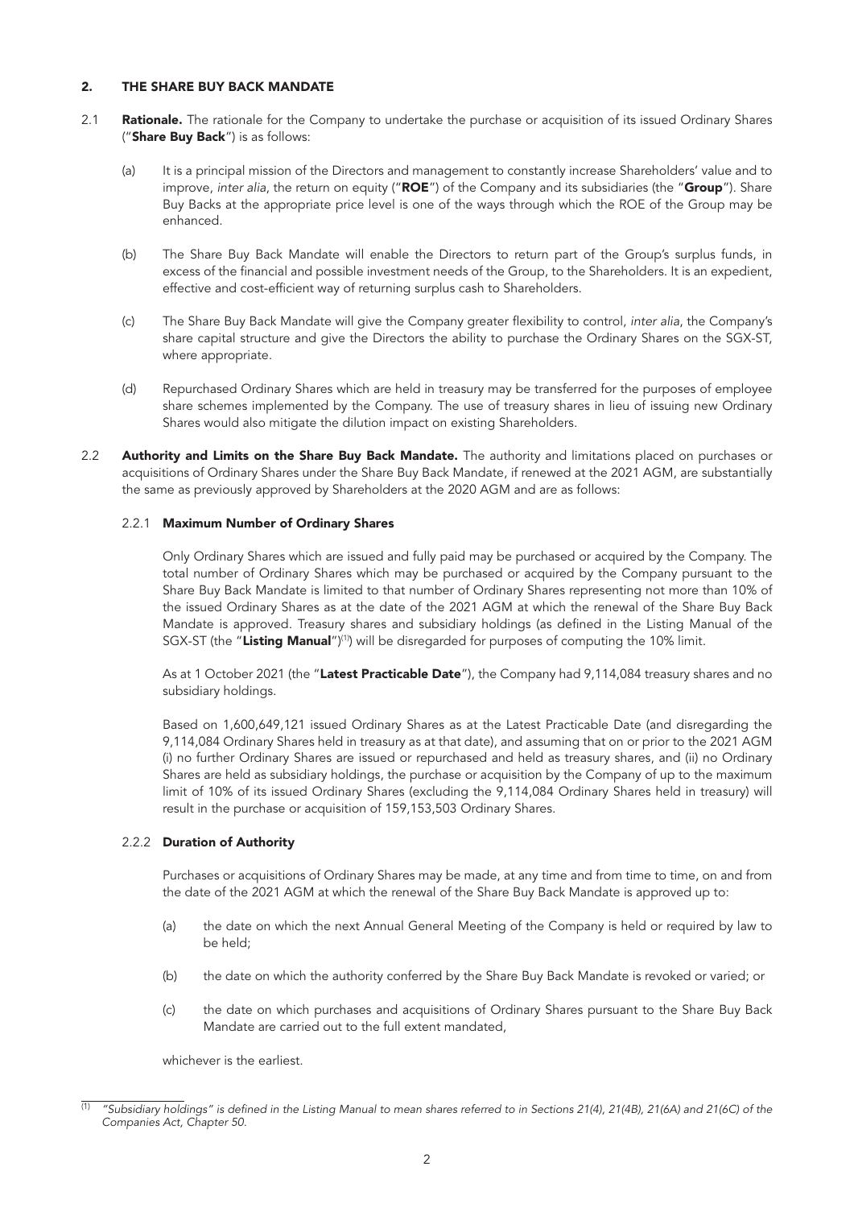## 2. THE SHARE BUY BACK MANDATE

2.1 **Rationale.** The rationale for the Company to undertake the purchase or acquisition of its issued Ordinary Shares ("**Share Buy Back**") is as follows:

(a) It is a principal mission of the Directors and management to constantly increase Shareholders' value and to improve, *inter alia*, the return on equity ("**ROE**") of the Company and its subsidiaries (the "**Group**"). Share Buy Backs at the appropriate price level is one of the ways through which the ROE of the Group may be enhanced.

(b) The Share Buy Back Mandate will enable the Directors to return part of the Group's surplus funds, in excess of the financial and possible investment needs of the Group, to the Shareholders. It is an expedient, effective and cost-efficient way of returning surplus cash to Shareholders.

(c) The Share Buy Back Mandate will give the Company greater flexibility to control, *inter alia*, the Company's share capital structure and give the Directors the ability to purchase the Ordinary Shares on the SGX-ST, where appropriate.

(d) Repurchased Ordinary Shares which are held in treasury may be transferred for the purposes of employee share schemes implemented by the Company. The use of treasury shares in lieu of issuing new Ordinary Shares would also mitigate the dilution impact on existing Shareholders.

2.2 **Authority and Limits on the Share Buy Back Mandate.** The authority and limitations placed on purchases or acquisitions of Ordinary Shares under the Share Buy Back Mandate, if renewed at the 2021 AGM, are substantially the same as previously approved by Shareholders at the 2020 AGM and are as follows:

### 2.2.1 Maximum Number of Ordinary Shares

Only Ordinary Shares which are issued and fully paid may be purchased or acquired by the Company. The total number of Ordinary Shares which may be purchased or acquired by the Company pursuant to the Share Buy Back Mandate is limited to that number of Ordinary Shares representing not more than 10% of the issued Ordinary Shares as at the date of the 2021 AGM at which the renewal of the Share Buy Back Mandate is approved. Treasury shares and subsidiary holdings (as defined in the Listing Manual of the SGX-ST (the "**Listing Manual**")[(1)]) will be disregarded for purposes of computing the 10% limit.

As at 1 October 2021 (the "**Latest Practicable Date**"), the Company had 9,114,084 treasury shares and no subsidiary holdings.

Based on 1,600,649,121 issued Ordinary Shares as at the Latest Practicable Date (and disregarding the 9,114,084 Ordinary Shares held in treasury as at that date), and assuming that on or prior to the 2021 AGM (i) no further Ordinary Shares are issued or repurchased and held as treasury shares, and (ii) no Ordinary Shares are held as subsidiary holdings, the purchase or acquisition by the Company of up to the maximum limit of 10% of its issued Ordinary Shares (excluding the 9,114,084 Ordinary Shares held in treasury) will result in the purchase or acquisition of 159,153,503 Ordinary Shares.

### 2.2.2 Duration of Authority

Purchases or acquisitions of Ordinary Shares may be made, at any time and from time to time, on and from the date of the 2021 AGM at which the renewal of the Share Buy Back Mandate is approved up to:

(a) the date on which the next Annual General Meeting of the Company is held or required by law to be held;

(b) the date on which the authority conferred by the Share Buy Back Mandate is revoked or varied; or

(c) the date on which purchases and acquisitions of Ordinary Shares pursuant to the Share Buy Back Mandate are carried out to the full extent mandated,

whichever is the earliest.

---

(1) *"Subsidiary holdings" is defined in the Listing Manual to mean shares referred to in Sections 21(4), 21(4B), 21(6A) and 21(6C) of the Companies Act, Chapter 50.*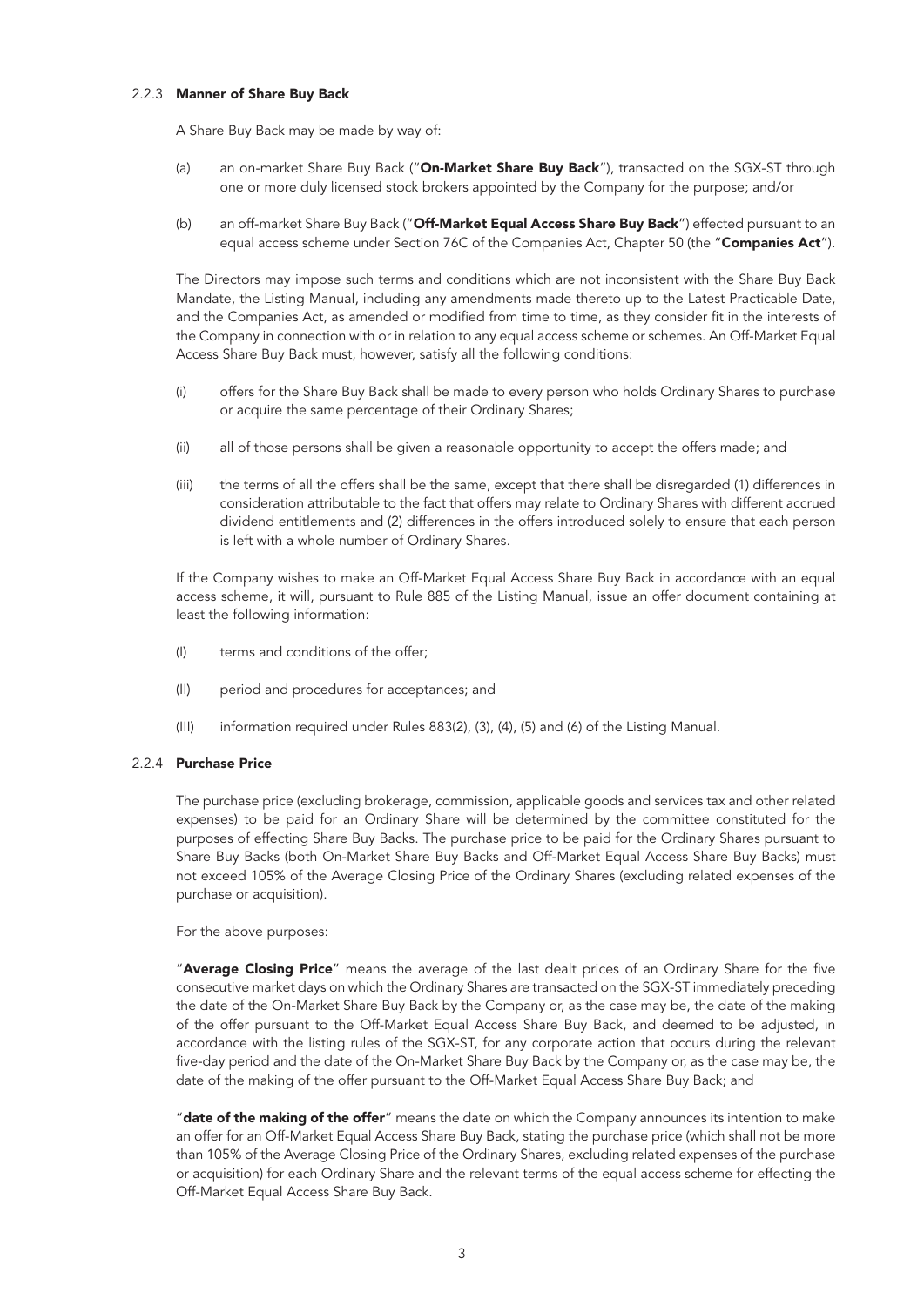#### 2.2.3 **Manner of Share Buy Back**

A Share Buy Back may be made by way of:

(a) an on-market Share Buy Back ("**On-Market Share Buy Back**"), transacted on the SGX-ST through one or more duly licensed stock brokers appointed by the Company for the purpose; and/or

(b) an off-market Share Buy Back ("**Off-Market Equal Access Share Buy Back**") effected pursuant to an equal access scheme under Section 76C of the Companies Act, Chapter 50 (the "**Companies Act**").

The Directors may impose such terms and conditions which are not inconsistent with the Share Buy Back Mandate, the Listing Manual, including any amendments made thereto up to the Latest Practicable Date, and the Companies Act, as amended or modified from time to time, as they consider fit in the interests of the Company in connection with or in relation to any equal access scheme or schemes. An Off-Market Equal Access Share Buy Back must, however, satisfy all the following conditions:

(i) offers for the Share Buy Back shall be made to every person who holds Ordinary Shares to purchase or acquire the same percentage of their Ordinary Shares;

(ii) all of those persons shall be given a reasonable opportunity to accept the offers made; and

(iii) the terms of all the offers shall be the same, except that there shall be disregarded (1) differences in consideration attributable to the fact that offers may relate to Ordinary Shares with different accrued dividend entitlements and (2) differences in the offers introduced solely to ensure that each person is left with a whole number of Ordinary Shares.

If the Company wishes to make an Off-Market Equal Access Share Buy Back in accordance with an equal access scheme, it will, pursuant to Rule 885 of the Listing Manual, issue an offer document containing at least the following information:

(I) terms and conditions of the offer;

(II) period and procedures for acceptances; and

(III) information required under Rules 883(2), (3), (4), (5) and (6) of the Listing Manual.

#### 2.2.4 **Purchase Price**

The purchase price (excluding brokerage, commission, applicable goods and services tax and other related expenses) to be paid for an Ordinary Share will be determined by the committee constituted for the purposes of effecting Share Buy Backs. The purchase price to be paid for the Ordinary Shares pursuant to Share Buy Backs (both On-Market Share Buy Backs and Off-Market Equal Access Share Buy Backs) must not exceed 105% of the Average Closing Price of the Ordinary Shares (excluding related expenses of the purchase or acquisition).

For the above purposes:

"**Average Closing Price**" means the average of the last dealt prices of an Ordinary Share for the five consecutive market days on which the Ordinary Shares are transacted on the SGX-ST immediately preceding the date of the On-Market Share Buy Back by the Company or, as the case may be, the date of the making of the offer pursuant to the Off-Market Equal Access Share Buy Back, and deemed to be adjusted, in accordance with the listing rules of the SGX-ST, for any corporate action that occurs during the relevant five-day period and the date of the On-Market Share Buy Back by the Company or, as the case may be, the date of the making of the offer pursuant to the Off-Market Equal Access Share Buy Back; and

"**date of the making of the offer**" means the date on which the Company announces its intention to make an offer for an Off-Market Equal Access Share Buy Back, stating the purchase price (which shall not be more than 105% of the Average Closing Price of the Ordinary Shares, excluding related expenses of the purchase or acquisition) for each Ordinary Share and the relevant terms of the equal access scheme for effecting the Off-Market Equal Access Share Buy Back.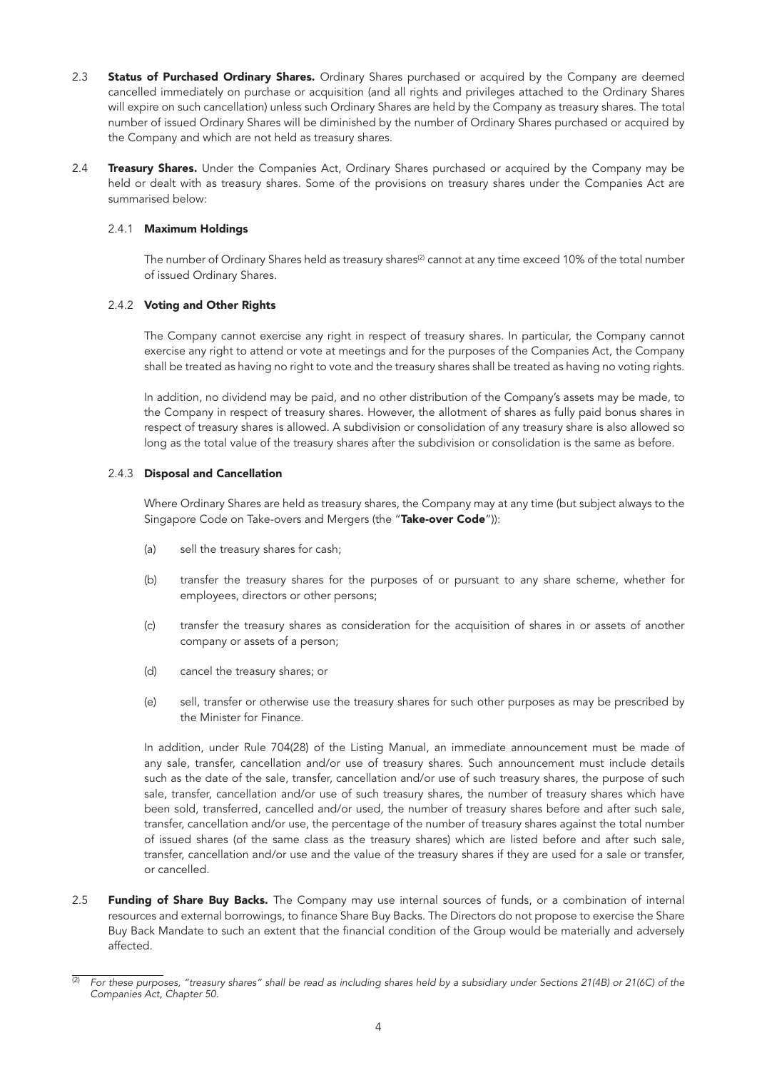2.3 **Status of Purchased Ordinary Shares.** Ordinary Shares purchased or acquired by the Company are deemed cancelled immediately on purchase or acquisition (and all rights and privileges attached to the Ordinary Shares will expire on such cancellation) unless such Ordinary Shares are held by the Company as treasury shares. The total number of issued Ordinary Shares will be diminished by the number of Ordinary Shares purchased or acquired by the Company and which are not held as treasury shares.

2.4 **Treasury Shares.** Under the Companies Act, Ordinary Shares purchased or acquired by the Company may be held or dealt with as treasury shares. Some of the provisions on treasury shares under the Companies Act are summarised below:

2.4.1 **Maximum Holdings**

The number of Ordinary Shares held as treasury shares[2] cannot at any time exceed 10% of the total number of issued Ordinary Shares.

2.4.2 **Voting and Other Rights**

The Company cannot exercise any right in respect of treasury shares. In particular, the Company cannot exercise any right to attend or vote at meetings and for the purposes of the Companies Act, the Company shall be treated as having no right to vote and the treasury shares shall be treated as having no voting rights.

In addition, no dividend may be paid, and no other distribution of the Company's assets may be made, to the Company in respect of treasury shares. However, the allotment of shares as fully paid bonus shares in respect of treasury shares is allowed. A subdivision or consolidation of any treasury share is also allowed so long as the total value of the treasury shares after the subdivision or consolidation is the same as before.

2.4.3 **Disposal and Cancellation**

Where Ordinary Shares are held as treasury shares, the Company may at any time (but subject always to the Singapore Code on Take-overs and Mergers (the "**Take-over Code**")):

(a) sell the treasury shares for cash;

(b) transfer the treasury shares for the purposes of or pursuant to any share scheme, whether for employees, directors or other persons;

(c) transfer the treasury shares as consideration for the acquisition of shares in or assets of another company or assets of a person;

(d) cancel the treasury shares; or

(e) sell, transfer or otherwise use the treasury shares for such other purposes as may be prescribed by the Minister for Finance.

In addition, under Rule 704(28) of the Listing Manual, an immediate announcement must be made of any sale, transfer, cancellation and/or use of treasury shares. Such announcement must include details such as the date of the sale, transfer, cancellation and/or use of such treasury shares, the purpose of such sale, transfer, cancellation and/or use of such treasury shares, the number of treasury shares which have been sold, transferred, cancelled and/or used, the number of treasury shares before and after such sale, transfer, cancellation and/or use, the percentage of the number of treasury shares against the total number of issued shares (of the same class as the treasury shares) which are listed before and after such sale, transfer, cancellation and/or use and the value of the treasury shares if they are used for a sale or transfer, or cancelled.

2.5 **Funding of Share Buy Backs.** The Company may use internal sources of funds, or a combination of internal resources and external borrowings, to finance Share Buy Backs. The Directors do not propose to exercise the Share Buy Back Mandate to such an extent that the financial condition of the Group would be materially and adversely affected.

---

[2] *For these purposes, "treasury shares" shall be read as including shares held by a subsidiary under Sections 21(4B) or 21(6C) of the Companies Act, Chapter 50.*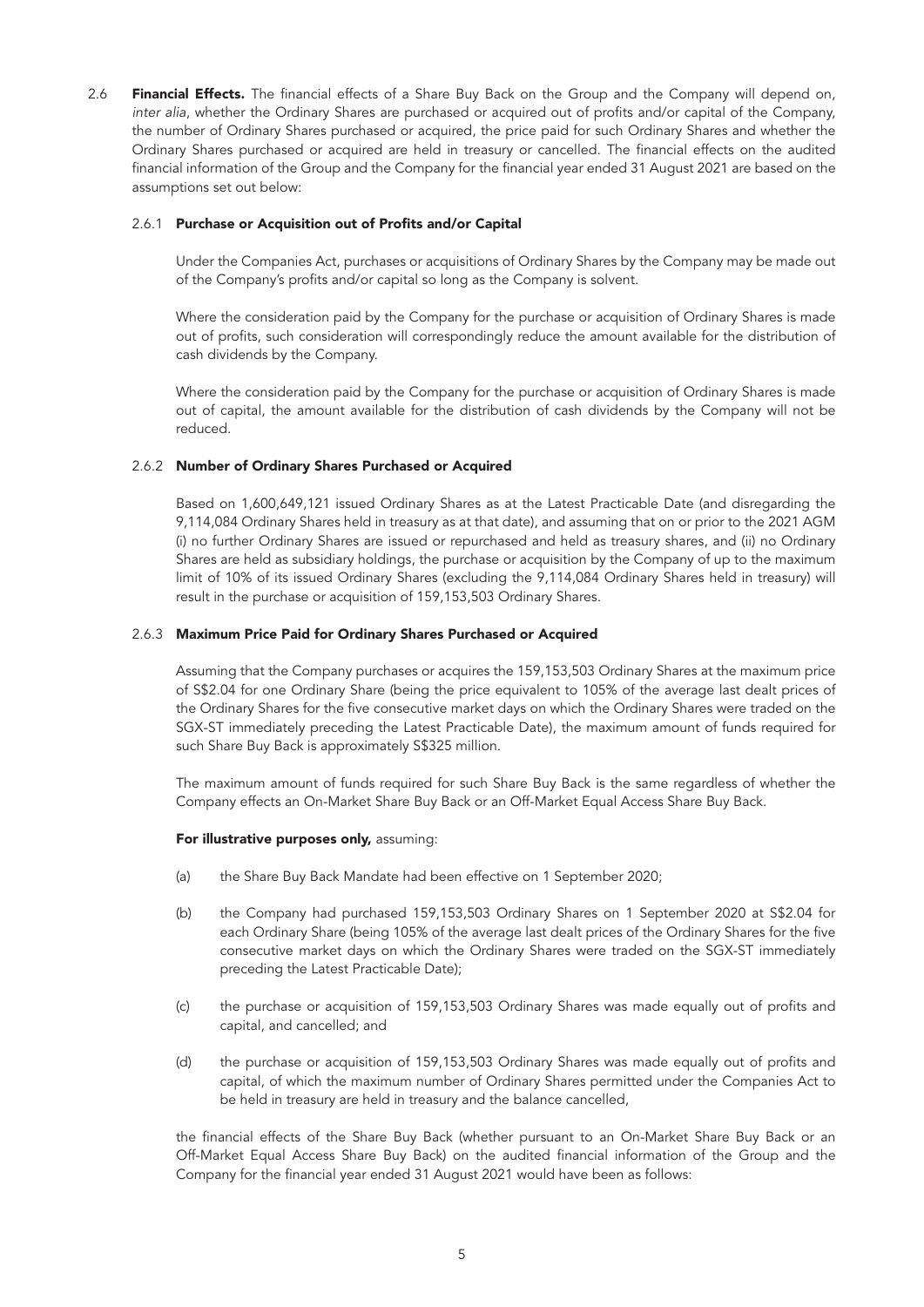2.6 **Financial Effects.** The financial effects of a Share Buy Back on the Group and the Company will depend on, *inter alia*, whether the Ordinary Shares are purchased or acquired out of profits and/or capital of the Company, the number of Ordinary Shares purchased or acquired, the price paid for such Ordinary Shares and whether the Ordinary Shares purchased or acquired are held in treasury or cancelled. The financial effects on the audited financial information of the Group and the Company for the financial year ended 31 August 2021 are based on the assumptions set out below:

2.6.1 **Purchase or Acquisition out of Profits and/or Capital**

Under the Companies Act, purchases or acquisitions of Ordinary Shares by the Company may be made out of the Company's profits and/or capital so long as the Company is solvent.

Where the consideration paid by the Company for the purchase or acquisition of Ordinary Shares is made out of profits, such consideration will correspondingly reduce the amount available for the distribution of cash dividends by the Company.

Where the consideration paid by the Company for the purchase or acquisition of Ordinary Shares is made out of capital, the amount available for the distribution of cash dividends by the Company will not be reduced.

2.6.2 **Number of Ordinary Shares Purchased or Acquired**

Based on 1,600,649,121 issued Ordinary Shares as at the Latest Practicable Date (and disregarding the 9,114,084 Ordinary Shares held in treasury as at that date), and assuming that on or prior to the 2021 AGM (i) no further Ordinary Shares are issued or repurchased and held as treasury shares, and (ii) no Ordinary Shares are held as subsidiary holdings, the purchase or acquisition by the Company of up to the maximum limit of 10% of its issued Ordinary Shares (excluding the 9,114,084 Ordinary Shares held in treasury) will result in the purchase or acquisition of 159,153,503 Ordinary Shares.

2.6.3 **Maximum Price Paid for Ordinary Shares Purchased or Acquired**

Assuming that the Company purchases or acquires the 159,153,503 Ordinary Shares at the maximum price of S$2.04 for one Ordinary Share (being the price equivalent to 105% of the average last dealt prices of the Ordinary Shares for the five consecutive market days on which the Ordinary Shares were traded on the SGX-ST immediately preceding the Latest Practicable Date), the maximum amount of funds required for such Share Buy Back is approximately S$325 million.

The maximum amount of funds required for such Share Buy Back is the same regardless of whether the Company effects an On-Market Share Buy Back or an Off-Market Equal Access Share Buy Back.

**For illustrative purposes only,** assuming:

(a) the Share Buy Back Mandate had been effective on 1 September 2020;

(b) the Company had purchased 159,153,503 Ordinary Shares on 1 September 2020 at S$2.04 for each Ordinary Share (being 105% of the average last dealt prices of the Ordinary Shares for the five consecutive market days on which the Ordinary Shares were traded on the SGX-ST immediately preceding the Latest Practicable Date);

(c) the purchase or acquisition of 159,153,503 Ordinary Shares was made equally out of profits and capital, and cancelled; and

(d) the purchase or acquisition of 159,153,503 Ordinary Shares was made equally out of profits and capital, of which the maximum number of Ordinary Shares permitted under the Companies Act to be held in treasury are held in treasury and the balance cancelled,

the financial effects of the Share Buy Back (whether pursuant to an On-Market Share Buy Back or an Off-Market Equal Access Share Buy Back) on the audited financial information of the Group and the Company for the financial year ended 31 August 2021 would have been as follows: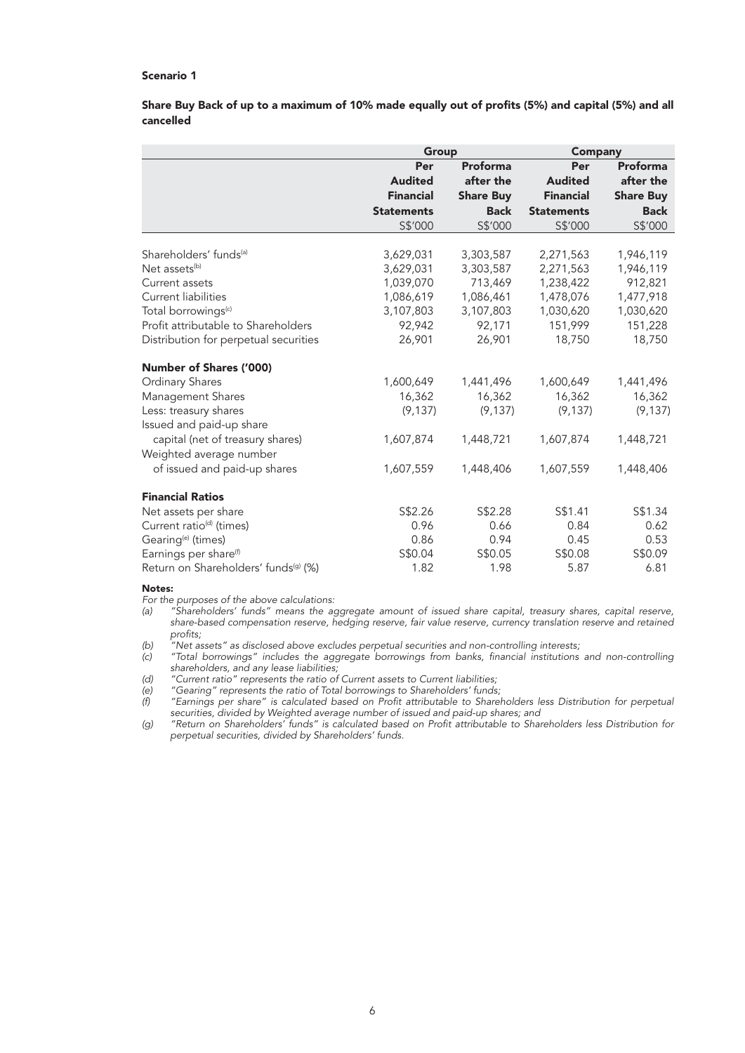**Scenario 1**

**Share Buy Back of up to a maximum of 10% made equally out of profits (5%) and capital (5%) and all cancelled**

| | Group | | Company | |
|---|---|---|---|---|
| | Per Audited Financial Statements S$'000 | Proforma after the Share Buy Back S$'000 | Per Audited Financial Statements S$'000 | Proforma after the Share Buy Back S$'000 |
| Shareholders' funds[(a)] | 3,629,031 | 3,303,587 | 2,271,563 | 1,946,119 |
| Net assets[(b)] | 3,629,031 | 3,303,587 | 2,271,563 | 1,946,119 |
| Current assets | 1,039,070 | 713,469 | 1,238,422 | 912,821 |
| Current liabilities | 1,086,619 | 1,086,461 | 1,478,076 | 1,477,918 |
| Total borrowings[(c)] | 3,107,803 | 3,107,803 | 1,030,620 | 1,030,620 |
| Profit attributable to Shareholders | 92,942 | 92,171 | 151,999 | 151,228 |
| Distribution for perpetual securities | 26,901 | 26,901 | 18,750 | 18,750 |
| **Number of Shares ('000)** | | | | |
| Ordinary Shares | 1,600,649 | 1,441,496 | 1,600,649 | 1,441,496 |
| Management Shares | 16,362 | 16,362 | 16,362 | 16,362 |
| Less: treasury shares | (9,137) | (9,137) | (9,137) | (9,137) |
| Issued and paid-up share capital (net of treasury shares) | 1,607,874 | 1,448,721 | 1,607,874 | 1,448,721 |
| Weighted average number of issued and paid-up shares | 1,607,559 | 1,448,406 | 1,607,559 | 1,448,406 |
| **Financial Ratios** | | | | |
| Net assets per share | S$2.26 | S$2.28 | S$1.41 | S$1.34 |
| Current ratio[(d)] (times) | 0.96 | 0.66 | 0.84 | 0.62 |
| Gearing[(e)] (times) | 0.86 | 0.94 | 0.45 | 0.53 |
| Earnings per share[(f)] | S$0.04 | S$0.05 | S$0.08 | S$0.09 |
| Return on Shareholders' funds[(g)] (%) | 1.82 | 1.98 | 5.87 | 6.81 |

**Notes:**

*For the purposes of the above calculations:*

(a) *"Shareholders' funds" means the aggregate amount of issued share capital, treasury shares, capital reserve, share-based compensation reserve, hedging reserve, fair value reserve, currency translation reserve and retained profits;*

(b) *"Net assets" as disclosed above excludes perpetual securities and non-controlling interests;*

(c) *"Total borrowings" includes the aggregate borrowings from banks, financial institutions and non-controlling shareholders, and any lease liabilities;*

(d) *"Current ratio" represents the ratio of Current assets to Current liabilities;*

(e) *"Gearing" represents the ratio of Total borrowings to Shareholders' funds;*

(f) *"Earnings per share" is calculated based on Profit attributable to Shareholders less Distribution for perpetual securities, divided by Weighted average number of issued and paid-up shares; and*

(g) *"Return on Shareholders' funds" is calculated based on Profit attributable to Shareholders less Distribution for perpetual securities, divided by Shareholders' funds.*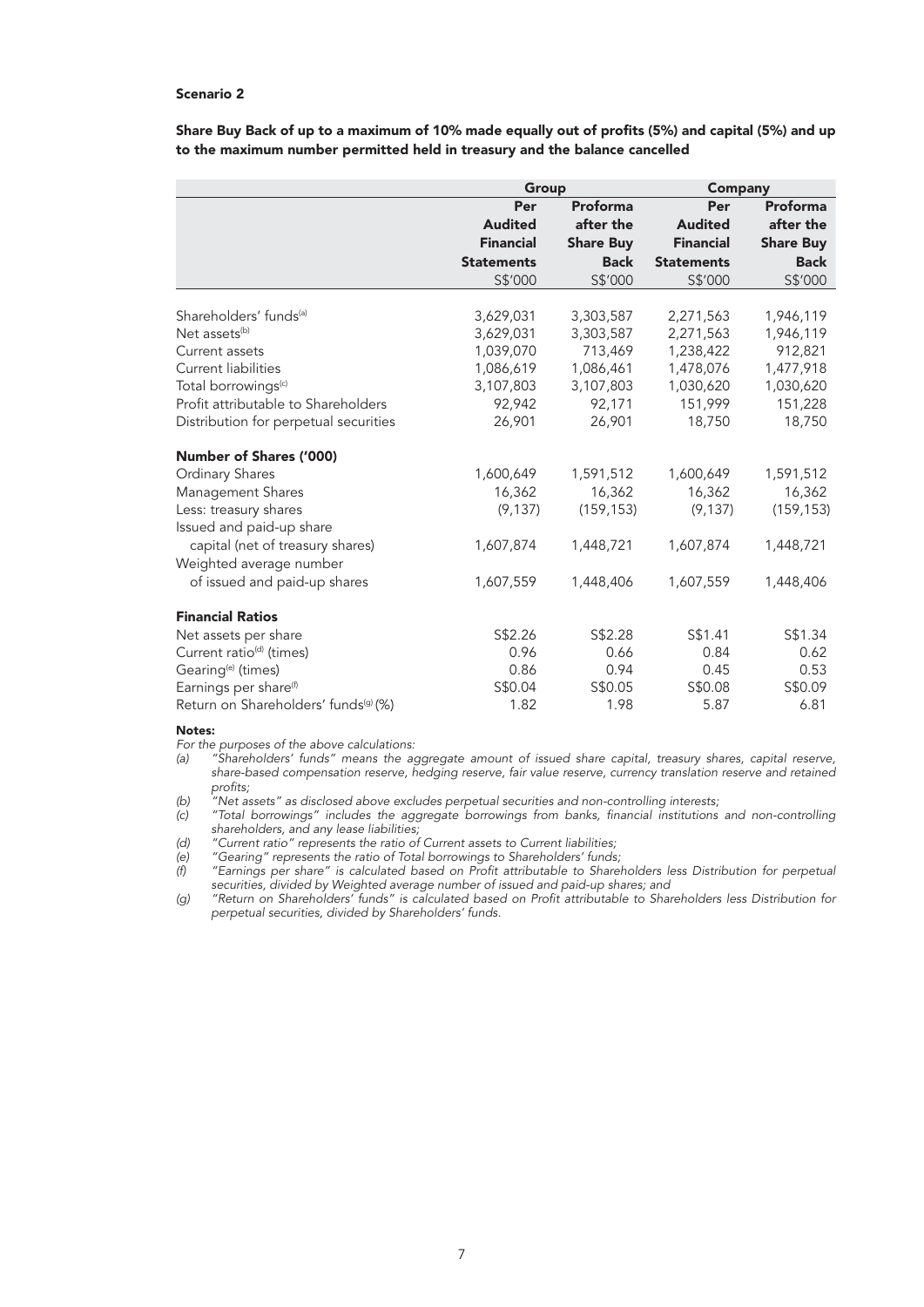### Scenario 2

**Share Buy Back of up to a maximum of 10% made equally out of profits (5%) and capital (5%) and up to the maximum number permitted held in treasury and the balance cancelled**

| | Group | | Company | |
|---|---|---|---|---|
| | Per Audited Financial Statements S$'000 | Proforma after the Share Buy Back S$'000 | Per Audited Financial Statements S$'000 | Proforma after the Share Buy Back S$'000 |
| Shareholders' funds[(a)] | 3,629,031 | 3,303,587 | 2,271,563 | 1,946,119 |
| Net assets[(b)] | 3,629,031 | 3,303,587 | 2,271,563 | 1,946,119 |
| Current assets | 1,039,070 | 713,469 | 1,238,422 | 912,821 |
| Current liabilities | 1,086,619 | 1,086,461 | 1,478,076 | 1,477,918 |
| Total borrowings[(c)] | 3,107,803 | 3,107,803 | 1,030,620 | 1,030,620 |
| Profit attributable to Shareholders | 92,942 | 92,171 | 151,999 | 151,228 |
| Distribution for perpetual securities | 26,901 | 26,901 | 18,750 | 18,750 |
| **Number of Shares ('000)** | | | | |
| Ordinary Shares | 1,600,649 | 1,591,512 | 1,600,649 | 1,591,512 |
| Management Shares | 16,362 | 16,362 | 16,362 | 16,362 |
| Less: treasury shares | (9,137) | (159,153) | (9,137) | (159,153) |
| Issued and paid-up share capital (net of treasury shares) | 1,607,874 | 1,448,721 | 1,607,874 | 1,448,721 |
| Weighted average number of issued and paid-up shares | 1,607,559 | 1,448,406 | 1,607,559 | 1,448,406 |
| **Financial Ratios** | | | | |
| Net assets per share | S$2.26 | S$2.28 | S$1.41 | S$1.34 |
| Current ratio[(d)] (times) | 0.96 | 0.66 | 0.84 | 0.62 |
| Gearing[(e)] (times) | 0.86 | 0.94 | 0.45 | 0.53 |
| Earnings per share[(f)] | S$0.04 | S$0.05 | S$0.08 | S$0.09 |
| Return on Shareholders' funds[(g)] (%) | 1.82 | 1.98 | 5.87 | 6.81 |

**Notes:**

*For the purposes of the above calculations:*

(a) *"Shareholders' funds" means the aggregate amount of issued share capital, treasury shares, capital reserve, share-based compensation reserve, hedging reserve, fair value reserve, currency translation reserve and retained profits;*

(b) *"Net assets" as disclosed above excludes perpetual securities and non-controlling interests;*

(c) *"Total borrowings" includes the aggregate borrowings from banks, financial institutions and non-controlling shareholders, and any lease liabilities;*

(d) *"Current ratio" represents the ratio of Current assets to Current liabilities;*

(e) *"Gearing" represents the ratio of Total borrowings to Shareholders' funds;*

(f) *"Earnings per share" is calculated based on Profit attributable to Shareholders less Distribution for perpetual securities, divided by Weighted average number of issued and paid-up shares; and*

(g) *"Return on Shareholders' funds" is calculated based on Profit attributable to Shareholders less Distribution for perpetual securities, divided by Shareholders' funds.*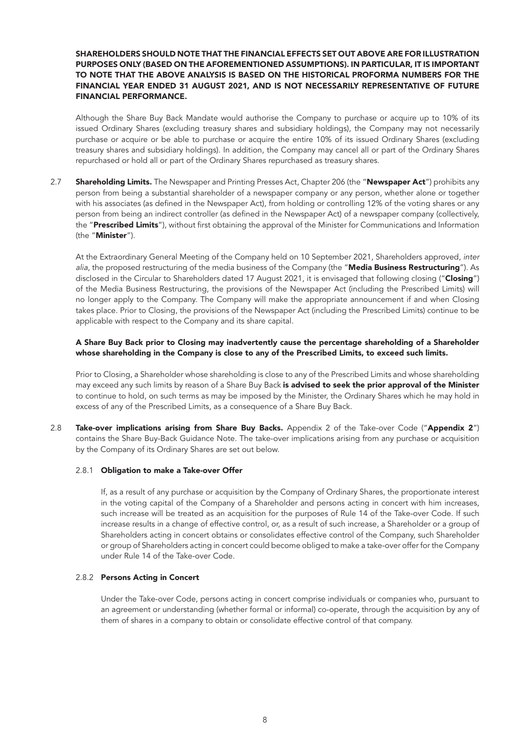**SHAREHOLDERS SHOULD NOTE THAT THE FINANCIAL EFFECTS SET OUT ABOVE ARE FOR ILLUSTRATION PURPOSES ONLY (BASED ON THE AFOREMENTIONED ASSUMPTIONS). IN PARTICULAR, IT IS IMPORTANT TO NOTE THAT THE ABOVE ANALYSIS IS BASED ON THE HISTORICAL PROFORMA NUMBERS FOR THE FINANCIAL YEAR ENDED 31 AUGUST 2021, AND IS NOT NECESSARILY REPRESENTATIVE OF FUTURE FINANCIAL PERFORMANCE.**

Although the Share Buy Back Mandate would authorise the Company to purchase or acquire up to 10% of its issued Ordinary Shares (excluding treasury shares and subsidiary holdings), the Company may not necessarily purchase or acquire or be able to purchase or acquire the entire 10% of its issued Ordinary Shares (excluding treasury shares and subsidiary holdings). In addition, the Company may cancel all or part of the Ordinary Shares repurchased or hold all or part of the Ordinary Shares repurchased as treasury shares.

2.7 **Shareholding Limits.** The Newspaper and Printing Presses Act, Chapter 206 (the "**Newspaper Act**") prohibits any person from being a substantial shareholder of a newspaper company or any person, whether alone or together with his associates (as defined in the Newspaper Act), from holding or controlling 12% of the voting shares or any person from being an indirect controller (as defined in the Newspaper Act) of a newspaper company (collectively, the "**Prescribed Limits**"), without first obtaining the approval of the Minister for Communications and Information (the "**Minister**").

At the Extraordinary General Meeting of the Company held on 10 September 2021, Shareholders approved, *inter alia*, the proposed restructuring of the media business of the Company (the "**Media Business Restructuring**"). As disclosed in the Circular to Shareholders dated 17 August 2021, it is envisaged that following closing ("**Closing**") of the Media Business Restructuring, the provisions of the Newspaper Act (including the Prescribed Limits) will no longer apply to the Company. The Company will make the appropriate announcement if and when Closing takes place. Prior to Closing, the provisions of the Newspaper Act (including the Prescribed Limits) continue to be applicable with respect to the Company and its share capital.

**A Share Buy Back prior to Closing may inadvertently cause the percentage shareholding of a Shareholder whose shareholding in the Company is close to any of the Prescribed Limits, to exceed such limits.**

Prior to Closing, a Shareholder whose shareholding is close to any of the Prescribed Limits and whose shareholding may exceed any such limits by reason of a Share Buy Back **is advised to seek the prior approval of the Minister** to continue to hold, on such terms as may be imposed by the Minister, the Ordinary Shares which he may hold in excess of any of the Prescribed Limits, as a consequence of a Share Buy Back.

2.8 **Take-over implications arising from Share Buy Backs.** Appendix 2 of the Take-over Code ("**Appendix 2**") contains the Share Buy-Back Guidance Note. The take-over implications arising from any purchase or acquisition by the Company of its Ordinary Shares are set out below.

2.8.1 **Obligation to make a Take-over Offer**

If, as a result of any purchase or acquisition by the Company of Ordinary Shares, the proportionate interest in the voting capital of the Company of a Shareholder and persons acting in concert with him increases, such increase will be treated as an acquisition for the purposes of Rule 14 of the Take-over Code. If such increase results in a change of effective control, or, as a result of such increase, a Shareholder or a group of Shareholders acting in concert obtains or consolidates effective control of the Company, such Shareholder or group of Shareholders acting in concert could become obliged to make a take-over offer for the Company under Rule 14 of the Take-over Code.

2.8.2 **Persons Acting in Concert**

Under the Take-over Code, persons acting in concert comprise individuals or companies who, pursuant to an agreement or understanding (whether formal or informal) co-operate, through the acquisition by any of them of shares in a company to obtain or consolidate effective control of that company.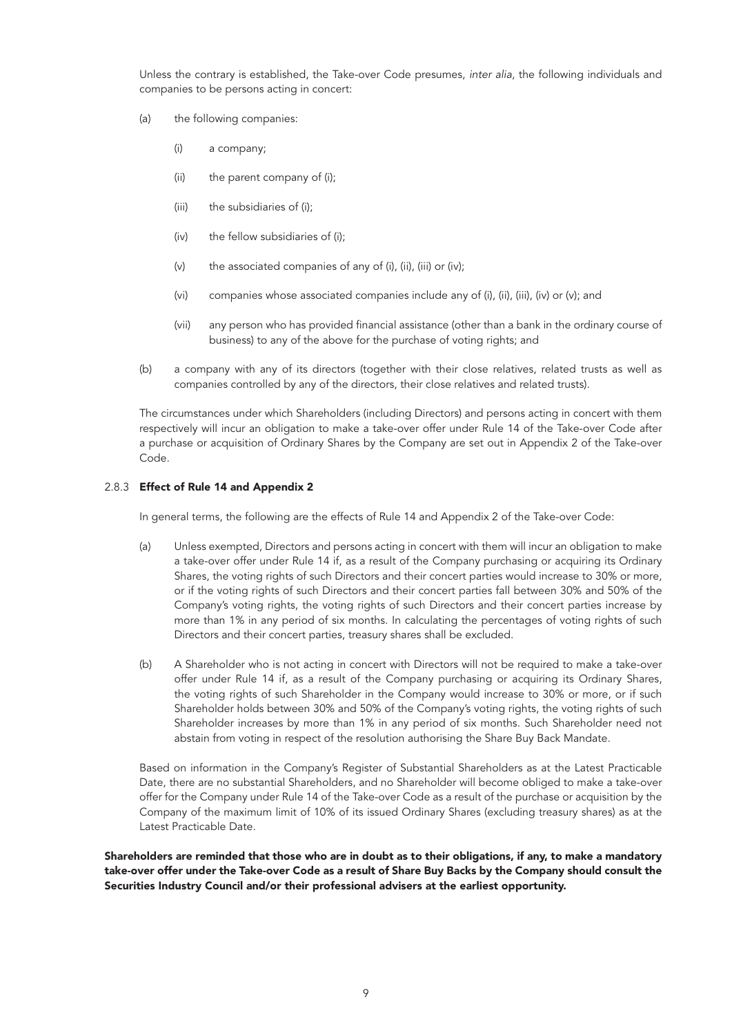Unless the contrary is established, the Take-over Code presumes, *inter alia*, the following individuals and companies to be persons acting in concert:

(a) the following companies:

  (i) a company;

  (ii) the parent company of (i);

  (iii) the subsidiaries of (i);

  (iv) the fellow subsidiaries of (i);

  (v) the associated companies of any of (i), (ii), (iii) or (iv);

  (vi) companies whose associated companies include any of (i), (ii), (iii), (iv) or (v); and

  (vii) any person who has provided financial assistance (other than a bank in the ordinary course of business) to any of the above for the purchase of voting rights; and

(b) a company with any of its directors (together with their close relatives, related trusts as well as companies controlled by any of the directors, their close relatives and related trusts).

The circumstances under which Shareholders (including Directors) and persons acting in concert with them respectively will incur an obligation to make a take-over offer under Rule 14 of the Take-over Code after a purchase or acquisition of Ordinary Shares by the Company are set out in Appendix 2 of the Take-over Code.

### 2.8.3 Effect of Rule 14 and Appendix 2

In general terms, the following are the effects of Rule 14 and Appendix 2 of the Take-over Code:

(a) Unless exempted, Directors and persons acting in concert with them will incur an obligation to make a take-over offer under Rule 14 if, as a result of the Company purchasing or acquiring its Ordinary Shares, the voting rights of such Directors and their concert parties would increase to 30% or more, or if the voting rights of such Directors and their concert parties fall between 30% and 50% of the Company's voting rights, the voting rights of such Directors and their concert parties increase by more than 1% in any period of six months. In calculating the percentages of voting rights of such Directors and their concert parties, treasury shares shall be excluded.

(b) A Shareholder who is not acting in concert with Directors will not be required to make a take-over offer under Rule 14 if, as a result of the Company purchasing or acquiring its Ordinary Shares, the voting rights of such Shareholder in the Company would increase to 30% or more, or if such Shareholder holds between 30% and 50% of the Company's voting rights, the voting rights of such Shareholder increases by more than 1% in any period of six months. Such Shareholder need not abstain from voting in respect of the resolution authorising the Share Buy Back Mandate.

Based on information in the Company's Register of Substantial Shareholders as at the Latest Practicable Date, there are no substantial Shareholders, and no Shareholder will become obliged to make a take-over offer for the Company under Rule 14 of the Take-over Code as a result of the purchase or acquisition by the Company of the maximum limit of 10% of its issued Ordinary Shares (excluding treasury shares) as at the Latest Practicable Date.

**Shareholders are reminded that those who are in doubt as to their obligations, if any, to make a mandatory take-over offer under the Take-over Code as a result of Share Buy Backs by the Company should consult the Securities Industry Council and/or their professional advisers at the earliest opportunity.**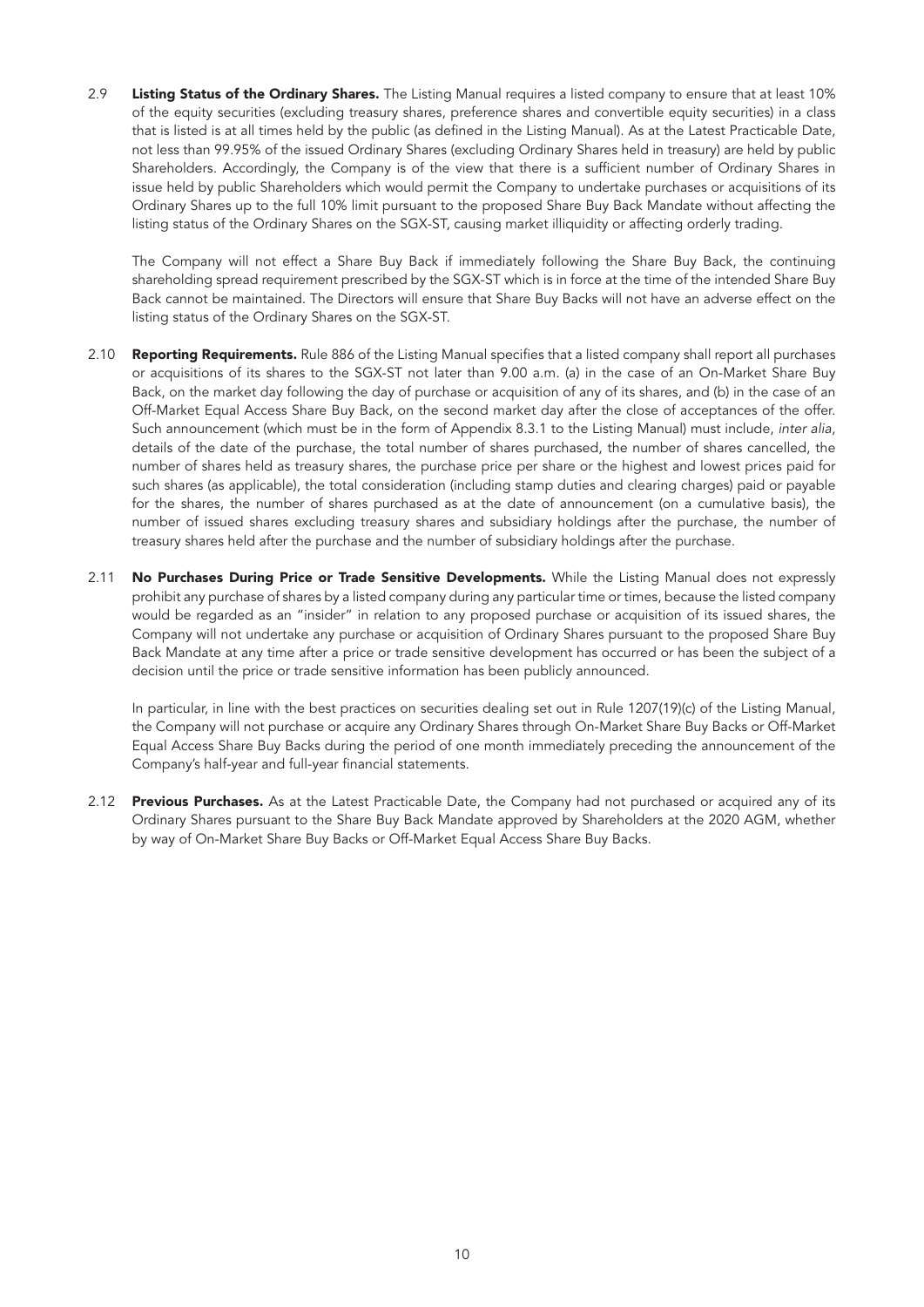2.9 **Listing Status of the Ordinary Shares.** The Listing Manual requires a listed company to ensure that at least 10% of the equity securities (excluding treasury shares, preference shares and convertible equity securities) in a class that is listed is at all times held by the public (as defined in the Listing Manual). As at the Latest Practicable Date, not less than 99.95% of the issued Ordinary Shares (excluding Ordinary Shares held in treasury) are held by public Shareholders. Accordingly, the Company is of the view that there is a sufficient number of Ordinary Shares in issue held by public Shareholders which would permit the Company to undertake purchases or acquisitions of its Ordinary Shares up to the full 10% limit pursuant to the proposed Share Buy Back Mandate without affecting the listing status of the Ordinary Shares on the SGX-ST, causing market illiquidity or affecting orderly trading.

The Company will not effect a Share Buy Back if immediately following the Share Buy Back, the continuing shareholding spread requirement prescribed by the SGX-ST which is in force at the time of the intended Share Buy Back cannot be maintained. The Directors will ensure that Share Buy Backs will not have an adverse effect on the listing status of the Ordinary Shares on the SGX-ST.

2.10 **Reporting Requirements.** Rule 886 of the Listing Manual specifies that a listed company shall report all purchases or acquisitions of its shares to the SGX-ST not later than 9.00 a.m. (a) in the case of an On-Market Share Buy Back, on the market day following the day of purchase or acquisition of any of its shares, and (b) in the case of an Off-Market Equal Access Share Buy Back, on the second market day after the close of acceptances of the offer. Such announcement (which must be in the form of Appendix 8.3.1 to the Listing Manual) must include, *inter alia*, details of the date of the purchase, the total number of shares purchased, the number of shares cancelled, the number of shares held as treasury shares, the purchase price per share or the highest and lowest prices paid for such shares (as applicable), the total consideration (including stamp duties and clearing charges) paid or payable for the shares, the number of shares purchased as at the date of announcement (on a cumulative basis), the number of issued shares excluding treasury shares and subsidiary holdings after the purchase, the number of treasury shares held after the purchase and the number of subsidiary holdings after the purchase.

2.11 **No Purchases During Price or Trade Sensitive Developments.** While the Listing Manual does not expressly prohibit any purchase of shares by a listed company during any particular time or times, because the listed company would be regarded as an "insider" in relation to any proposed purchase or acquisition of its issued shares, the Company will not undertake any purchase or acquisition of Ordinary Shares pursuant to the proposed Share Buy Back Mandate at any time after a price or trade sensitive development has occurred or has been the subject of a decision until the price or trade sensitive information has been publicly announced.

In particular, in line with the best practices on securities dealing set out in Rule 1207(19)(c) of the Listing Manual, the Company will not purchase or acquire any Ordinary Shares through On-Market Share Buy Backs or Off-Market Equal Access Share Buy Backs during the period of one month immediately preceding the announcement of the Company's half-year and full-year financial statements.

2.12 **Previous Purchases.** As at the Latest Practicable Date, the Company had not purchased or acquired any of its Ordinary Shares pursuant to the Share Buy Back Mandate approved by Shareholders at the 2020 AGM, whether by way of On-Market Share Buy Backs or Off-Market Equal Access Share Buy Backs.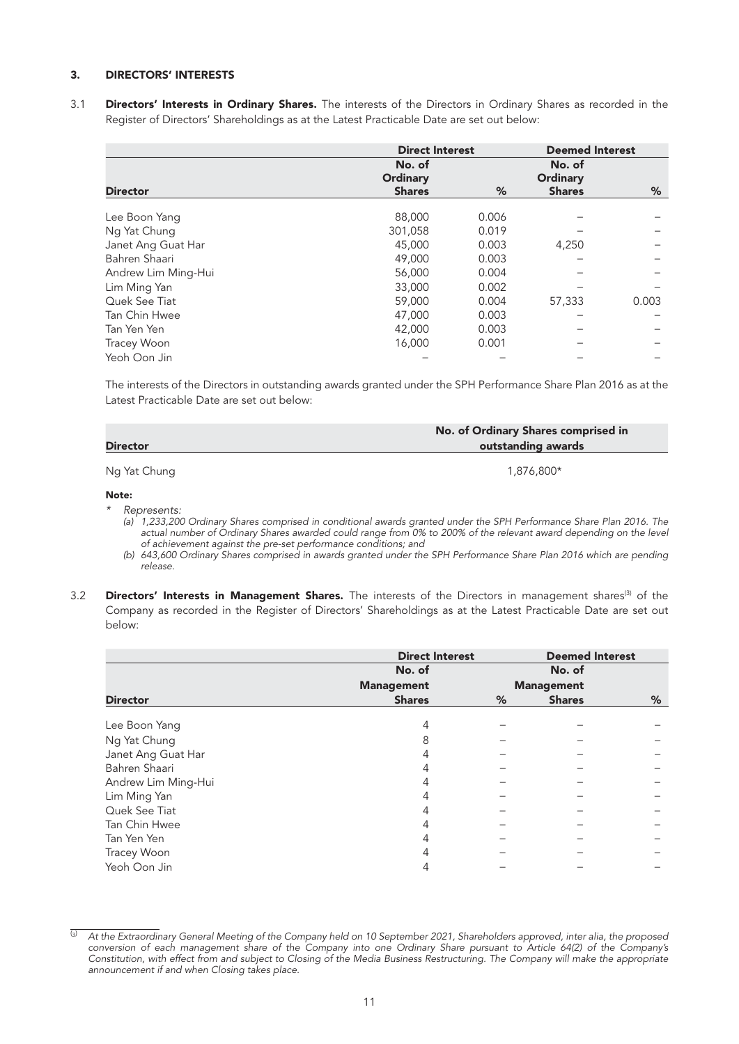### 3. DIRECTORS' INTERESTS

3.1 **Directors' Interests in Ordinary Shares.** The interests of the Directors in Ordinary Shares as recorded in the Register of Directors' Shareholdings as at the Latest Practicable Date are set out below:

| | Direct Interest | | Deemed Interest | |
|---|---|---|---|---|
| **Director** | **No. of Ordinary Shares** | **%** | **No. of Ordinary Shares** | **%** |
| Lee Boon Yang | 88,000 | 0.006 | – | – |
| Ng Yat Chung | 301,058 | 0.019 | – | – |
| Janet Ang Guat Har | 45,000 | 0.003 | 4,250 | – |
| Bahren Shaari | 49,000 | 0.003 | – | – |
| Andrew Lim Ming-Hui | 56,000 | 0.004 | – | – |
| Lim Ming Yan | 33,000 | 0.002 | – | – |
| Quek See Tiat | 59,000 | 0.004 | 57,333 | 0.003 |
| Tan Chin Hwee | 47,000 | 0.003 | – | – |
| Tan Yen Yen | 42,000 | 0.003 | – | – |
| Tracey Woon | 16,000 | 0.001 | – | – |
| Yeoh Oon Jin | – | – | – | – |

The interests of the Directors in outstanding awards granted under the SPH Performance Share Plan 2016 as at the Latest Practicable Date are set out below:

| Director | No. of Ordinary Shares comprised in outstanding awards |
|---|---|
| Ng Yat Chung | 1,876,800* |

**Note:**

\* *Represents:*

*(a) 1,233,200 Ordinary Shares comprised in conditional awards granted under the SPH Performance Share Plan 2016. The actual number of Ordinary Shares awarded could range from 0% to 200% of the relevant award depending on the level of achievement against the pre-set performance conditions; and*

*(b) 643,600 Ordinary Shares comprised in awards granted under the SPH Performance Share Plan 2016 which are pending release.*

3.2 **Directors' Interests in Management Shares.** The interests of the Directors in management shares[3] of the Company as recorded in the Register of Directors' Shareholdings as at the Latest Practicable Date are set out below:

| | Direct Interest | | Deemed Interest | |
|---|---|---|---|---|
| **Director** | **No. of Management Shares** | **%** | **No. of Management Shares** | **%** |
| Lee Boon Yang | 4 | – | – | – |
| Ng Yat Chung | 8 | – | – | – |
| Janet Ang Guat Har | 4 | – | – | – |
| Bahren Shaari | 4 | – | – | – |
| Andrew Lim Ming-Hui | 4 | – | – | – |
| Lim Ming Yan | 4 | – | – | – |
| Quek See Tiat | 4 | – | – | – |
| Tan Chin Hwee | 4 | – | – | – |
| Tan Yen Yen | 4 | – | – | – |
| Tracey Woon | 4 | – | – | – |
| Yeoh Oon Jin | 4 | – | – | – |

[3] *At the Extraordinary General Meeting of the Company held on 10 September 2021, Shareholders approved, inter alia, the proposed conversion of each management share of the Company into one Ordinary Share pursuant to Article 64(2) of the Company's Constitution, with effect from and subject to Closing of the Media Business Restructuring. The Company will make the appropriate announcement if and when Closing takes place.*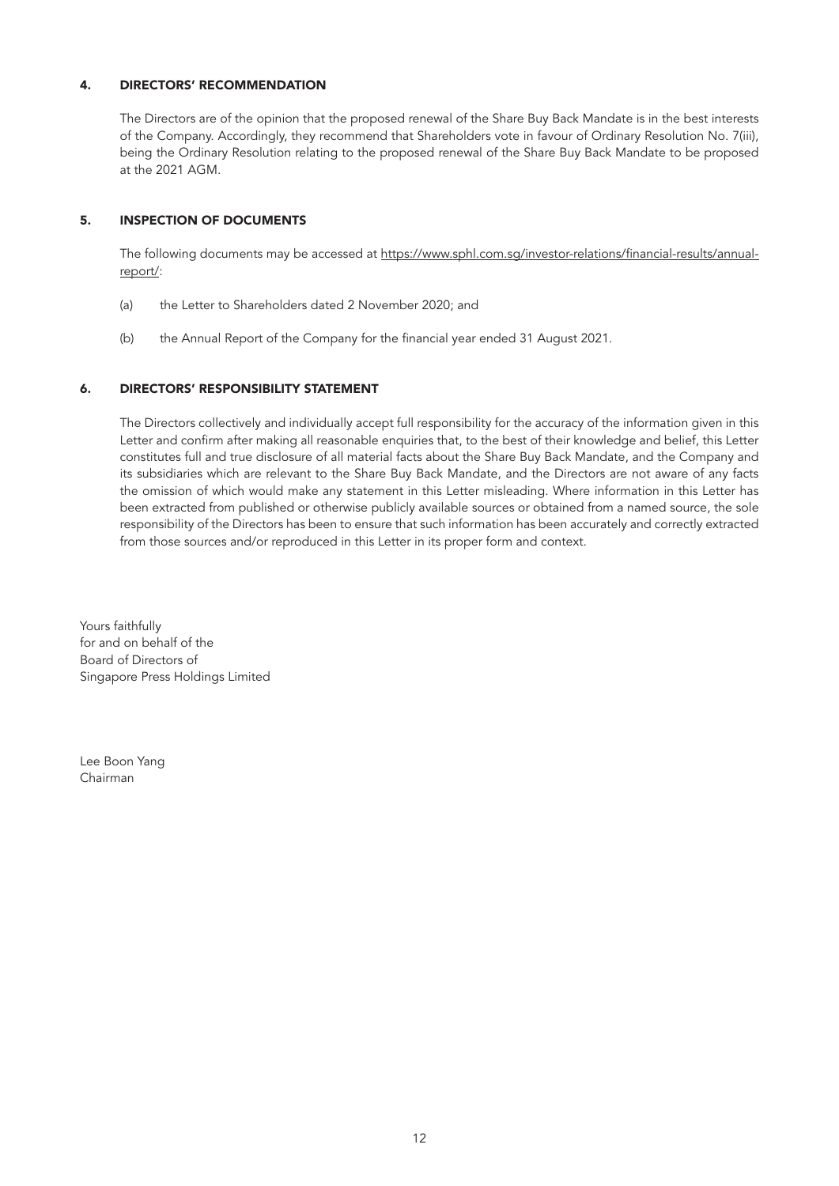## 4. DIRECTORS' RECOMMENDATION

The Directors are of the opinion that the proposed renewal of the Share Buy Back Mandate is in the best interests of the Company. Accordingly, they recommend that Shareholders vote in favour of Ordinary Resolution No. 7(iii), being the Ordinary Resolution relating to the proposed renewal of the Share Buy Back Mandate to be proposed at the 2021 AGM.

## 5. INSPECTION OF DOCUMENTS

The following documents may be accessed at https://www.sphl.com.sg/investor-relations/financial-results/annual-report/:

(a) the Letter to Shareholders dated 2 November 2020; and

(b) the Annual Report of the Company for the financial year ended 31 August 2021.

## 6. DIRECTORS' RESPONSIBILITY STATEMENT

The Directors collectively and individually accept full responsibility for the accuracy of the information given in this Letter and confirm after making all reasonable enquiries that, to the best of their knowledge and belief, this Letter constitutes full and true disclosure of all material facts about the Share Buy Back Mandate, and the Company and its subsidiaries which are relevant to the Share Buy Back Mandate, and the Directors are not aware of any facts the omission of which would make any statement in this Letter misleading. Where information in this Letter has been extracted from published or otherwise publicly available sources or obtained from a named source, the sole responsibility of the Directors has been to ensure that such information has been accurately and correctly extracted from those sources and/or reproduced in this Letter in its proper form and context.

Yours faithfully
for and on behalf of the
Board of Directors of
Singapore Press Holdings Limited

Lee Boon Yang
Chairman